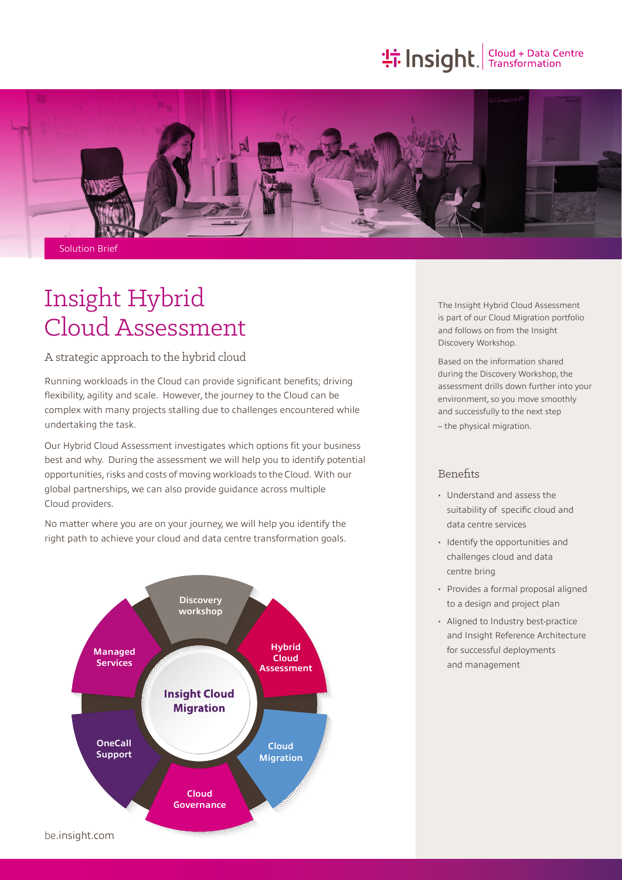Insight. Cloud + Data Centre Transformation

Solution Brief

# Insight Hybrid Cloud Assessment

## A strategic approach to the hybrid cloud

Running workloads in the Cloud can provide significant benefits; driving flexibility, agility and scale. However, the journey to the Cloud can be complex with many projects stalling due to challenges encountered while undertaking the task.

Our Hybrid Cloud Assessment investigates which options fit your business best and why. During the assessment we will help you to identify potential opportunities, risks and costs of moving workloads to the Cloud. With our global partnerships, we can also provide guidance across multiple Cloud providers.

No matter where you are on your journey, we will help you identify the right path to achieve your cloud and data centre transformation goals.

**Insight Cloud Migration**

- Discovery workshop
- Hybrid Cloud Assessment
- Cloud Migration
- Cloud Governance
- OneCall Support
- Managed Services

be.insight.com

The Insight Hybrid Cloud Assessment is part of our Cloud Migration portfolio and follows on from the Insight Discovery Workshop.

Based on the information shared during the Discovery Workshop, the assessment drills down further into your environment, so you move smoothly and successfully to the next step – the physical migration.

## Benefits

- Understand and assess the suitability of specific cloud and data centre services
- Identify the opportunities and challenges cloud and data centre bring
- Provides a formal proposal aligned to a design and project plan
- Aligned to Industry best-practice and Insight Reference Architecture for successful deployments and management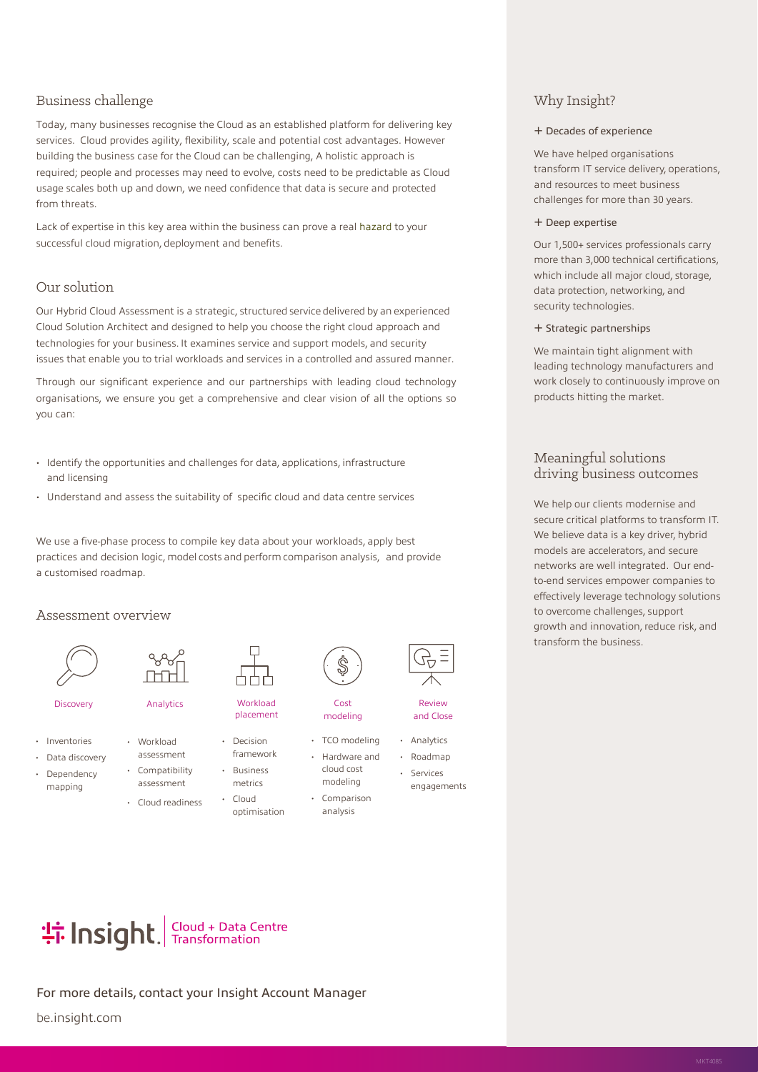## Business challenge

Today, many businesses recognise the Cloud as an established platform for delivering key services. Cloud provides agility, flexibility, scale and potential cost advantages. However building the business case for the Cloud can be challenging, A holistic approach is required; people and processes may need to evolve, costs need to be predictable as Cloud usage scales both up and down, we need confidence that data is secure and protected from threats.

Lack of expertise in this key area within the business can prove a real hazard to your successful cloud migration, deployment and benefits.

## Our solution

Our Hybrid Cloud Assessment is a strategic, structured service delivered by an experienced Cloud Solution Architect and designed to help you choose the right cloud approach and technologies for your business. It examines service and support models, and security issues that enable you to trial workloads and services in a controlled and assured manner.

Through our significant experience and our partnerships with leading cloud technology organisations, we ensure you get a comprehensive and clear vision of all the options so you can:

- Identify the opportunities and challenges for data, applications, infrastructure and licensing
- Understand and assess the suitability of specific cloud and data centre services

We use a five-phase process to compile key data about your workloads, apply best practices and decision logic, model costs and perform comparison analysis, and provide a customised roadmap.

## Assessment overview

**Discovery**
- Inventories
- Data discovery
- Dependency mapping

**Analytics**
- Workload assessment
- Compatibility assessment
- Cloud readiness

**Workload placement**
- Decision framework
- Business metrics
- Cloud optimisation

**Cost modeling**
- TCO modeling
- Hardware and cloud cost modeling
- Comparison analysis

**Review and Close**
- Analytics
- Roadmap
- Services engagements

## Why Insight?

**+ Decades of experience**

We have helped organisations transform IT service delivery, operations, and resources to meet business challenges for more than 30 years.

**+ Deep expertise**

Our 1,500+ services professionals carry more than 3,000 technical certifications, which include all major cloud, storage, data protection, networking, and security technologies.

**+ Strategic partnerships**

We maintain tight alignment with leading technology manufacturers and work closely to continuously improve on products hitting the market.

## Meaningful solutions driving business outcomes

We help our clients modernise and secure critical platforms to transform IT. We believe data is a key driver, hybrid models are accelerators, and secure networks are well integrated. Our end-to-end services empower companies to effectively leverage technology solutions to overcome challenges, support growth and innovation, reduce risk, and transform the business.

Insight. | Cloud + Data Centre Transformation

For more details, contact your Insight Account Manager

be.insight.com

MKT4085